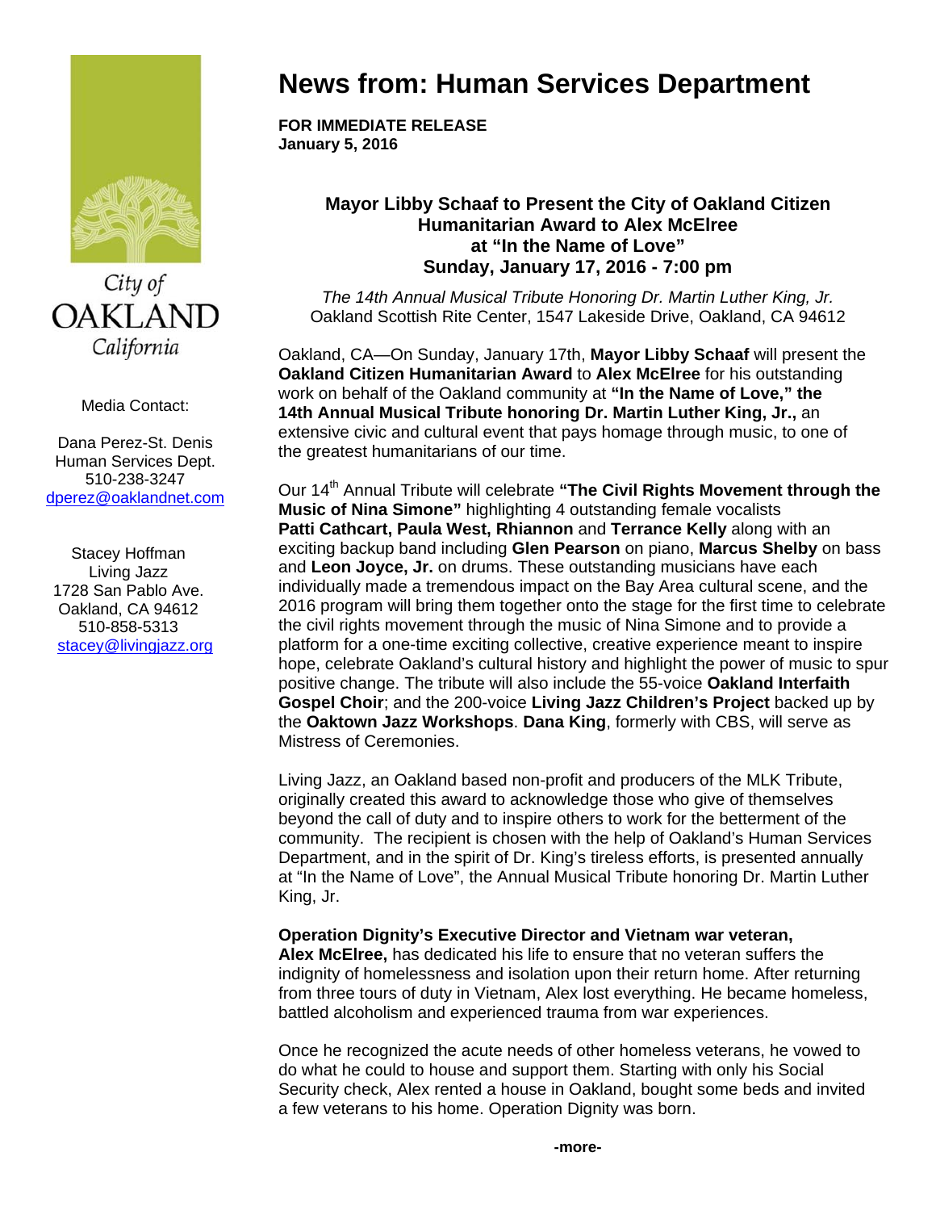City of
OAKLAND
California

Media Contact:

Dana Perez-St. Denis
Human Services Dept.
510-238-3247
dperez@oaklandnet.com

Stacey Hoffman
Living Jazz
1728 San Pablo Ave.
Oakland, CA 94612
510-858-5313
stacey@livingjazz.org

# News from: Human Services Department

**FOR IMMEDIATE RELEASE**
**January 5, 2016**

## Mayor Libby Schaaf to Present the City of Oakland Citizen Humanitarian Award to Alex McElree at "In the Name of Love" Sunday, January 17, 2016 - 7:00 pm

*The 14th Annual Musical Tribute Honoring Dr. Martin Luther King, Jr.*
Oakland Scottish Rite Center, 1547 Lakeside Drive, Oakland, CA 94612

Oakland, CA—On Sunday, January 17th, **Mayor Libby Schaaf** will present the **Oakland Citizen Humanitarian Award** to **Alex McElree** for his outstanding work on behalf of the Oakland community at **"In the Name of Love," the 14th Annual Musical Tribute honoring Dr. Martin Luther King, Jr.,** an extensive civic and cultural event that pays homage through music, to one of the greatest humanitarians of our time.

Our 14th Annual Tribute will celebrate **"The Civil Rights Movement through the Music of Nina Simone"** highlighting 4 outstanding female vocalists **Patti Cathcart, Paula West, Rhiannon** and **Terrance Kelly** along with an exciting backup band including **Glen Pearson** on piano, **Marcus Shelby** on bass and **Leon Joyce, Jr.** on drums. These outstanding musicians have each individually made a tremendous impact on the Bay Area cultural scene, and the 2016 program will bring them together onto the stage for the first time to celebrate the civil rights movement through the music of Nina Simone and to provide a platform for a one-time exciting collective, creative experience meant to inspire hope, celebrate Oakland's cultural history and highlight the power of music to spur positive change. The tribute will also include the 55-voice **Oakland Interfaith Gospel Choir**; and the 200-voice **Living Jazz Children's Project** backed up by the **Oaktown Jazz Workshops**. **Dana King**, formerly with CBS, will serve as Mistress of Ceremonies.

Living Jazz, an Oakland based non-profit and producers of the MLK Tribute, originally created this award to acknowledge those who give of themselves beyond the call of duty and to inspire others to work for the betterment of the community. The recipient is chosen with the help of Oakland's Human Services Department, and in the spirit of Dr. King's tireless efforts, is presented annually at "In the Name of Love", the Annual Musical Tribute honoring Dr. Martin Luther King, Jr.

**Operation Dignity's Executive Director and Vietnam war veteran, Alex McElree,** has dedicated his life to ensure that no veteran suffers the indignity of homelessness and isolation upon their return home. After returning from three tours of duty in Vietnam, Alex lost everything. He became homeless, battled alcoholism and experienced trauma from war experiences.

Once he recognized the acute needs of other homeless veterans, he vowed to do what he could to house and support them. Starting with only his Social Security check, Alex rented a house in Oakland, bought some beds and invited a few veterans to his home. Operation Dignity was born.

**-more-**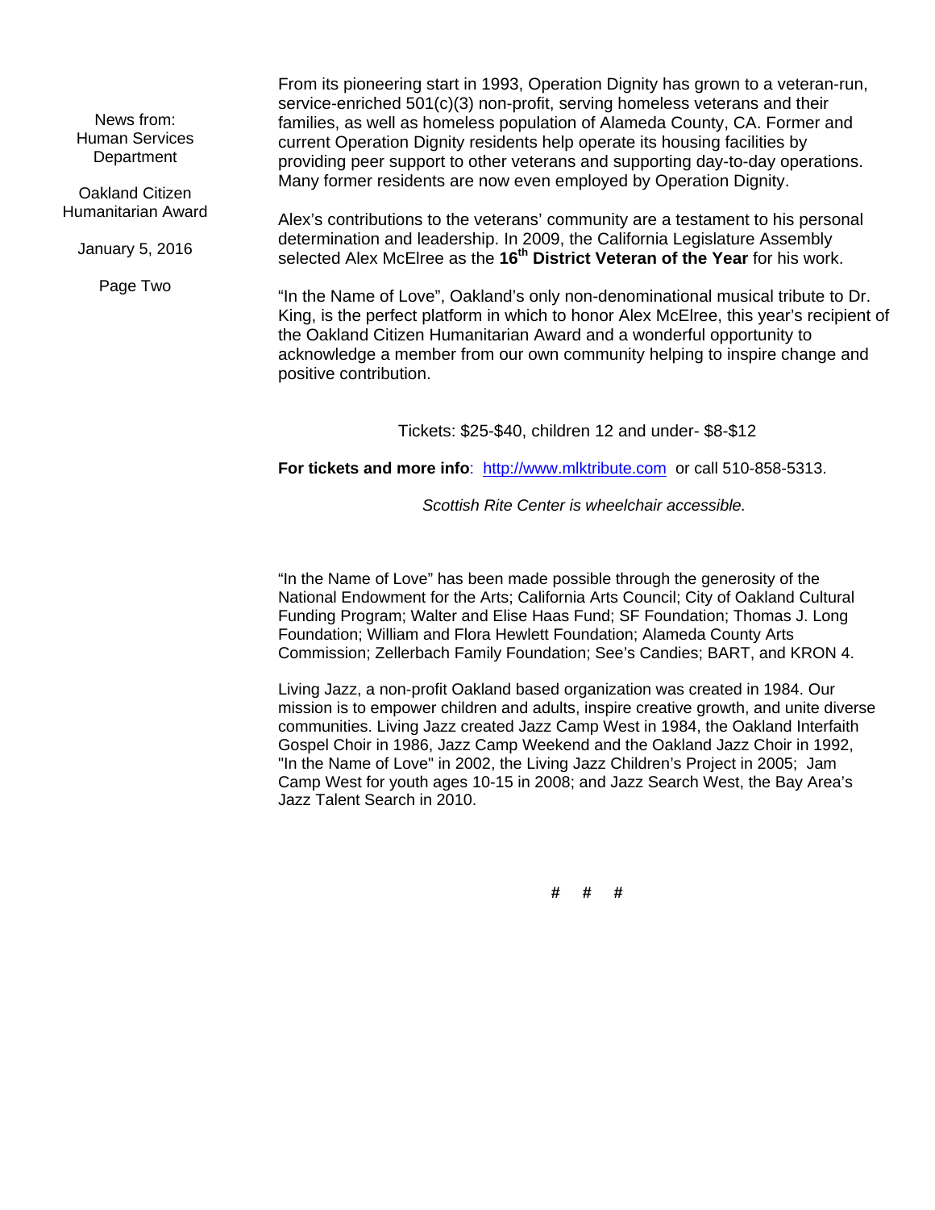News from:
Human Services Department

Oakland Citizen Humanitarian Award

January 5, 2016

Page Two

From its pioneering start in 1993, Operation Dignity has grown to a veteran-run, service-enriched 501(c)(3) non-profit, serving homeless veterans and their families, as well as homeless population of Alameda County, CA. Former and current Operation Dignity residents help operate its housing facilities by providing peer support to other veterans and supporting day-to-day operations. Many former residents are now even employed by Operation Dignity.

Alex's contributions to the veterans' community are a testament to his personal determination and leadership. In 2009, the California Legislature Assembly selected Alex McElree as the **16th District Veteran of the Year** for his work.

"In the Name of Love", Oakland's only non-denominational musical tribute to Dr. King, is the perfect platform in which to honor Alex McElree, this year's recipient of the Oakland Citizen Humanitarian Award and a wonderful opportunity to acknowledge a member from our own community helping to inspire change and positive contribution.

Tickets: $25-$40, children 12 and under- $8-$12

**For tickets and more info**: http://www.mlktribute.com or call 510-858-5313.

*Scottish Rite Center is wheelchair accessible.*

"In the Name of Love" has been made possible through the generosity of the National Endowment for the Arts; California Arts Council; City of Oakland Cultural Funding Program; Walter and Elise Haas Fund; SF Foundation; Thomas J. Long Foundation; William and Flora Hewlett Foundation; Alameda County Arts Commission; Zellerbach Family Foundation; See's Candies; BART, and KRON 4.

Living Jazz, a non-profit Oakland based organization was created in 1984. Our mission is to empower children and adults, inspire creative growth, and unite diverse communities. Living Jazz created Jazz Camp West in 1984, the Oakland Interfaith Gospel Choir in 1986, Jazz Camp Weekend and the Oakland Jazz Choir in 1992, "In the Name of Love" in 2002, the Living Jazz Children's Project in 2005; Jam Camp West for youth ages 10-15 in 2008; and Jazz Search West, the Bay Area's Jazz Talent Search in 2010.

# # #